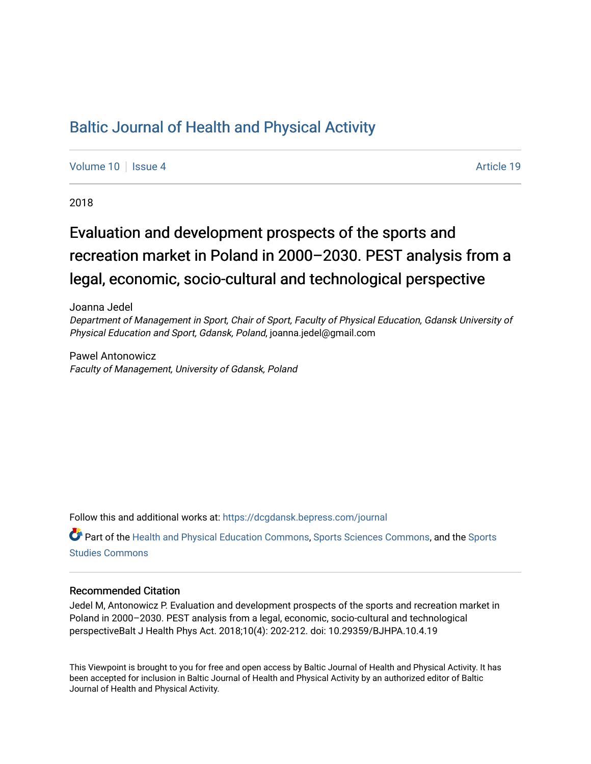# Baltic Journal of Health and Physical Activity

Volume 10 | Issue 4 | Article 19

2018

## Evaluation and development prospects of the sports and recreation market in Poland in 2000–2030. PEST analysis from a legal, economic, socio-cultural and technological perspective

Joanna Jedel
*Department of Management in Sport, Chair of Sport, Faculty of Physical Education, Gdansk University of Physical Education and Sport, Gdansk, Poland*, joanna.jedel@gmail.com

Pawel Antonowicz
*Faculty of Management, University of Gdansk, Poland*

Follow this and additional works at: https://dcgdansk.bepress.com/journal

Part of the Health and Physical Education Commons, Sports Sciences Commons, and the Sports Studies Commons

### Recommended Citation

Jedel M, Antonowicz P. Evaluation and development prospects of the sports and recreation market in Poland in 2000–2030. PEST analysis from a legal, economic, socio-cultural and technological perspectiveBalt J Health Phys Act. 2018;10(4): 202-212. doi: 10.29359/BJHPA.10.4.19

This Viewpoint is brought to you for free and open access by Baltic Journal of Health and Physical Activity. It has been accepted for inclusion in Baltic Journal of Health and Physical Activity by an authorized editor of Baltic Journal of Health and Physical Activity.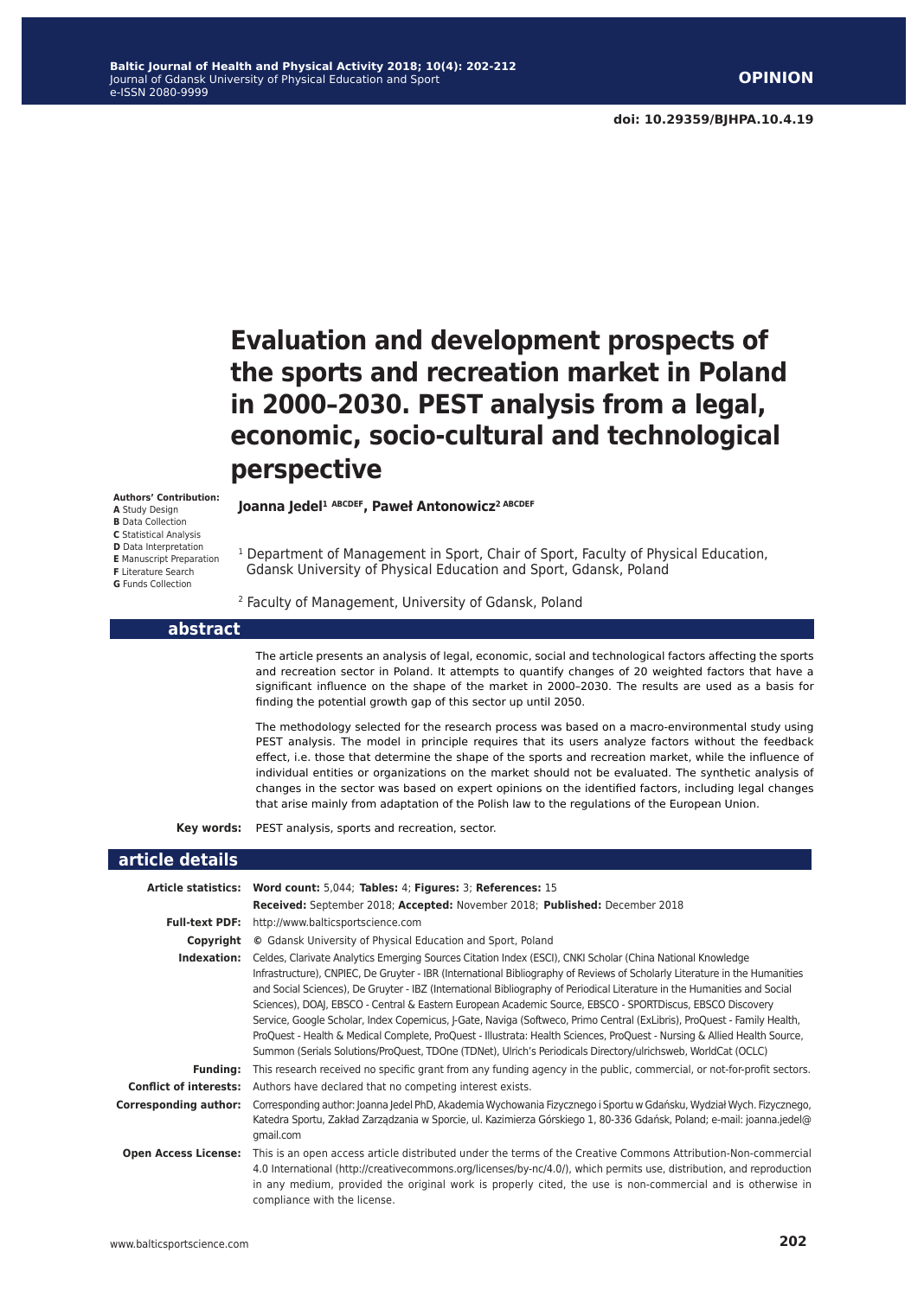OPINION

doi: 10.29359/BJHPA.10.4.19

# Evaluation and development prospects of the sports and recreation market in Poland in 2000–2030. PEST analysis from a legal, economic, socio-cultural and technological perspective

**Authors' Contribution:**
**A** Study Design
**B** Data Collection
**C** Statistical Analysis
**D** Data Interpretation
**E** Manuscript Preparation
**F** Literature Search
**G** Funds Collection

**Joanna Jedel[1 ABCDEF], Paweł Antonowicz[2 ABCDEF]**

[1] Department of Management in Sport, Chair of Sport, Faculty of Physical Education, Gdansk University of Physical Education and Sport, Gdansk, Poland

[2] Faculty of Management, University of Gdansk, Poland

## abstract

The article presents an analysis of legal, economic, social and technological factors affecting the sports and recreation sector in Poland. It attempts to quantify changes of 20 weighted factors that have a significant influence on the shape of the market in 2000–2030. The results are used as a basis for finding the potential growth gap of this sector up until 2050.

The methodology selected for the research process was based on a macro-environmental study using PEST analysis. The model in principle requires that its users analyze factors without the feedback effect, i.e. those that determine the shape of the sports and recreation market, while the influence of individual entities or organizations on the market should not be evaluated. The synthetic analysis of changes in the sector was based on expert opinions on the identified factors, including legal changes that arise mainly from adaptation of the Polish law to the regulations of the European Union.

**Key words:** PEST analysis, sports and recreation, sector.

## article details

**Article statistics:** **Word count:** 5,044; **Tables:** 4; **Figures:** 3; **References:** 15
**Received:** September 2018; **Accepted:** November 2018; **Published:** December 2018

**Full-text PDF:** http://www.balticsportscience.com

**Copyright** © Gdansk University of Physical Education and Sport, Poland

**Indexation:** Celdes, Clarivate Analytics Emerging Sources Citation Index (ESCI), CNKI Scholar (China National Knowledge Infrastructure), CNPIEC, De Gruyter - IBR (International Bibliography of Reviews of Scholarly Literature in the Humanities and Social Sciences), De Gruyter - IBZ (International Bibliography of Periodical Literature in the Humanities and Social Sciences), DOAJ, EBSCO - Central & Eastern European Academic Source, EBSCO - SPORTDiscus, EBSCO Discovery Service, Google Scholar, Index Copernicus, J-Gate, Naviga (Softweco, Primo Central (ExLibris), ProQuest - Family Health, ProQuest - Health & Medical Complete, ProQuest - Illustrata: Health Sciences, ProQuest - Nursing & Allied Health Source, Summon (Serials Solutions/ProQuest, TDOne (TDNet), Ulrich's Periodicals Directory/ulrichsweb, WorldCat (OCLC)

**Funding:** This research received no specific grant from any funding agency in the public, commercial, or not-for-profit sectors.

**Conflict of interests:** Authors have declared that no competing interest exists.

**Corresponding author:** Corresponding author: Joanna Jedel PhD, Akademia Wychowania Fizycznego i Sportu w Gdańsku, Wydział Wych. Fizycznego, Katedra Sportu, Zakład Zarządzania w Sporcie, ul. Kazimierza Górskiego 1, 80-336 Gdańsk, Poland; e-mail: joanna.jedel@gmail.com

**Open Access License:** This is an open access article distributed under the terms of the Creative Commons Attribution-Non-commercial 4.0 International (http://creativecommons.org/licenses/by-nc/4.0/), which permits use, distribution, and reproduction in any medium, provided the original work is properly cited, the use is non-commercial and is otherwise in compliance with the license.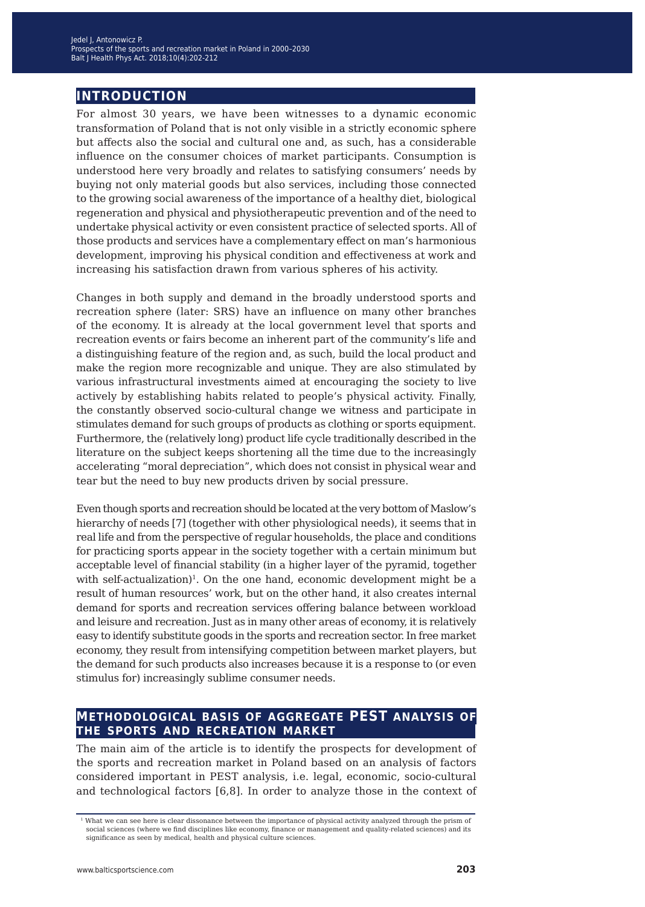## INTRODUCTION

For almost 30 years, we have been witnesses to a dynamic economic transformation of Poland that is not only visible in a strictly economic sphere but affects also the social and cultural one and, as such, has a considerable influence on the consumer choices of market participants. Consumption is understood here very broadly and relates to satisfying consumers' needs by buying not only material goods but also services, including those connected to the growing social awareness of the importance of a healthy diet, biological regeneration and physical and physiotherapeutic prevention and of the need to undertake physical activity or even consistent practice of selected sports. All of those products and services have a complementary effect on man's harmonious development, improving his physical condition and effectiveness at work and increasing his satisfaction drawn from various spheres of his activity.

Changes in both supply and demand in the broadly understood sports and recreation sphere (later: SRS) have an influence on many other branches of the economy. It is already at the local government level that sports and recreation events or fairs become an inherent part of the community's life and a distinguishing feature of the region and, as such, build the local product and make the region more recognizable and unique. They are also stimulated by various infrastructural investments aimed at encouraging the society to live actively by establishing habits related to people's physical activity. Finally, the constantly observed socio-cultural change we witness and participate in stimulates demand for such groups of products as clothing or sports equipment. Furthermore, the (relatively long) product life cycle traditionally described in the literature on the subject keeps shortening all the time due to the increasingly accelerating "moral depreciation", which does not consist in physical wear and tear but the need to buy new products driven by social pressure.

Even though sports and recreation should be located at the very bottom of Maslow's hierarchy of needs [7] (together with other physiological needs), it seems that in real life and from the perspective of regular households, the place and conditions for practicing sports appear in the society together with a certain minimum but acceptable level of financial stability (in a higher layer of the pyramid, together with self-actualization)[1]. On the one hand, economic development might be a result of human resources' work, but on the other hand, it also creates internal demand for sports and recreation services offering balance between workload and leisure and recreation. Just as in many other areas of economy, it is relatively easy to identify substitute goods in the sports and recreation sector. In free market economy, they result from intensifying competition between market players, but the demand for such products also increases because it is a response to (or even stimulus for) increasingly sublime consumer needs.

## METHODOLOGICAL BASIS OF AGGREGATE PEST ANALYSIS OF THE SPORTS AND RECREATION MARKET

The main aim of the article is to identify the prospects for development of the sports and recreation market in Poland based on an analysis of factors considered important in PEST analysis, i.e. legal, economic, socio-cultural and technological factors [6,8]. In order to analyze those in the context of

---

[1] What we can see here is clear dissonance between the importance of physical activity analyzed through the prism of social sciences (where we find disciplines like economy, finance or management and quality-related sciences) and its significance as seen by medical, health and physical culture sciences.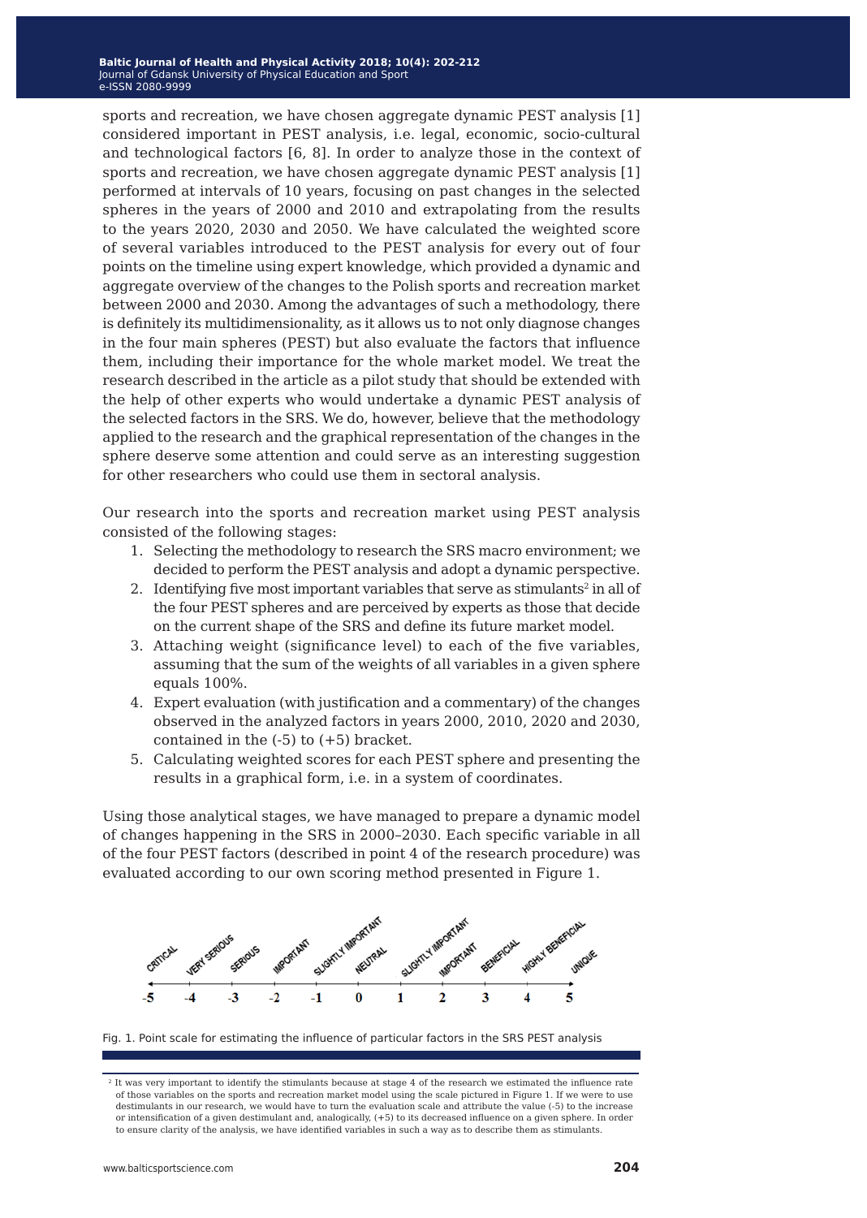sports and recreation, we have chosen aggregate dynamic PEST analysis [1] considered important in PEST analysis, i.e. legal, economic, socio-cultural and technological factors [6, 8]. In order to analyze those in the context of sports and recreation, we have chosen aggregate dynamic PEST analysis [1] performed at intervals of 10 years, focusing on past changes in the selected spheres in the years of 2000 and 2010 and extrapolating from the results to the years 2020, 2030 and 2050. We have calculated the weighted score of several variables introduced to the PEST analysis for every out of four points on the timeline using expert knowledge, which provided a dynamic and aggregate overview of the changes to the Polish sports and recreation market between 2000 and 2030. Among the advantages of such a methodology, there is definitely its multidimensionality, as it allows us to not only diagnose changes in the four main spheres (PEST) but also evaluate the factors that influence them, including their importance for the whole market model. We treat the research described in the article as a pilot study that should be extended with the help of other experts who would undertake a dynamic PEST analysis of the selected factors in the SRS. We do, however, believe that the methodology applied to the research and the graphical representation of the changes in the sphere deserve some attention and could serve as an interesting suggestion for other researchers who could use them in sectoral analysis.

Our research into the sports and recreation market using PEST analysis consisted of the following stages:

1. Selecting the methodology to research the SRS macro environment; we decided to perform the PEST analysis and adopt a dynamic perspective.
2. Identifying five most important variables that serve as stimulants[2] in all of the four PEST spheres and are perceived by experts as those that decide on the current shape of the SRS and define its future market model.
3. Attaching weight (significance level) to each of the five variables, assuming that the sum of the weights of all variables in a given sphere equals 100%.
4. Expert evaluation (with justification and a commentary) of the changes observed in the analyzed factors in years 2000, 2010, 2020 and 2030, contained in the (-5) to (+5) bracket.
5. Calculating weighted scores for each PEST sphere and presenting the results in a graphical form, i.e. in a system of coordinates.

Using those analytical stages, we have managed to prepare a dynamic model of changes happening in the SRS in 2000–2030. Each specific variable in all of the four PEST factors (described in point 4 of the research procedure) was evaluated according to our own scoring method presented in Figure 1.

| -5 | -4 | -3 | -2 | -1 | 0 | 1 | 2 | 3 | 4 | 5 |
|---|---|---|---|---|---|---|---|---|---|---|
| CRITICAL | VERY SERIOUS | SERIOUS | IMPORTANT | SLIGHTLY IMPORTANT | NEUTRAL | SLIGHTLY IMPORTANT | IMPORTANT | BENEFICIAL | HIGHLY BENEFICIAL | UNIQUE |

Fig. 1. Point scale for estimating the influence of particular factors in the SRS PEST analysis

[2] It was very important to identify the stimulants because at stage 4 of the research we estimated the influence rate of those variables on the sports and recreation market model using the scale pictured in Figure 1. If we were to use destimulants in our research, we would have to turn the evaluation scale and attribute the value (-5) to the increase or intensification of a given destimulant and, analogically, (+5) to its decreased influence on a given sphere. In order to ensure clarity of the analysis, we have identified variables in such a way as to describe them as stimulants.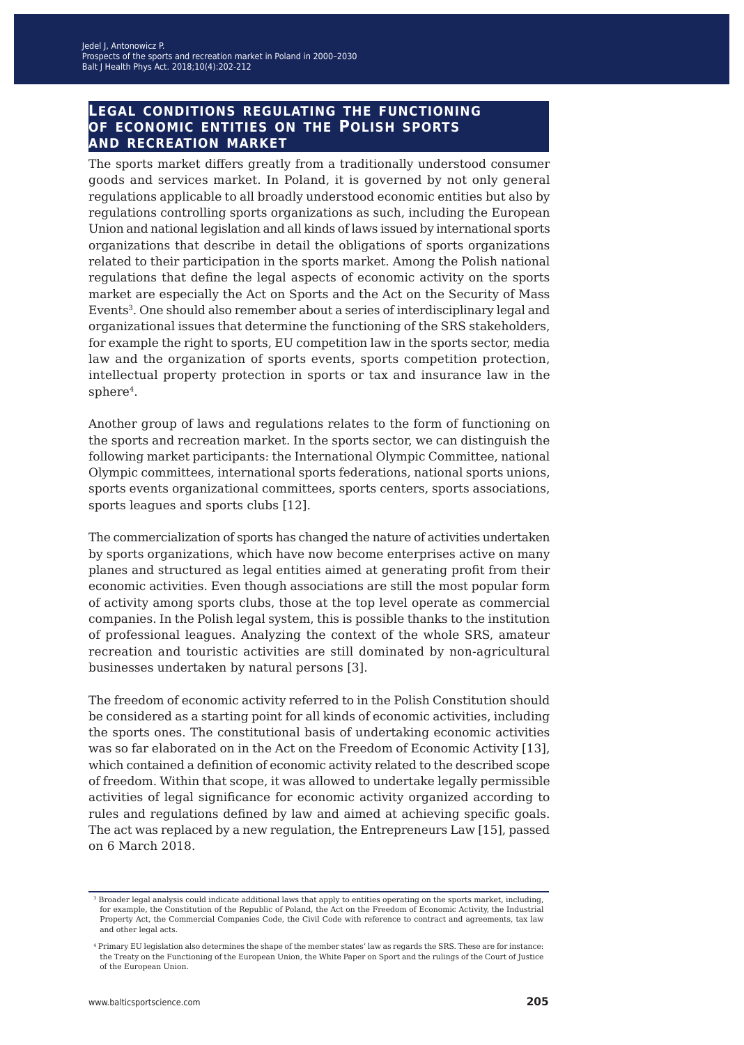## Legal conditions regulating the functioning of economic entities on the Polish sports and recreation market

The sports market differs greatly from a traditionally understood consumer goods and services market. In Poland, it is governed by not only general regulations applicable to all broadly understood economic entities but also by regulations controlling sports organizations as such, including the European Union and national legislation and all kinds of laws issued by international sports organizations that describe in detail the obligations of sports organizations related to their participation in the sports market. Among the Polish national regulations that define the legal aspects of economic activity on the sports market are especially the Act on Sports and the Act on the Security of Mass Events[3]. One should also remember about a series of interdisciplinary legal and organizational issues that determine the functioning of the SRS stakeholders, for example the right to sports, EU competition law in the sports sector, media law and the organization of sports events, sports competition protection, intellectual property protection in sports or tax and insurance law in the sphere[4].

Another group of laws and regulations relates to the form of functioning on the sports and recreation market. In the sports sector, we can distinguish the following market participants: the International Olympic Committee, national Olympic committees, international sports federations, national sports unions, sports events organizational committees, sports centers, sports associations, sports leagues and sports clubs [12].

The commercialization of sports has changed the nature of activities undertaken by sports organizations, which have now become enterprises active on many planes and structured as legal entities aimed at generating profit from their economic activities. Even though associations are still the most popular form of activity among sports clubs, those at the top level operate as commercial companies. In the Polish legal system, this is possible thanks to the institution of professional leagues. Analyzing the context of the whole SRS, amateur recreation and touristic activities are still dominated by non-agricultural businesses undertaken by natural persons [3].

The freedom of economic activity referred to in the Polish Constitution should be considered as a starting point for all kinds of economic activities, including the sports ones. The constitutional basis of undertaking economic activities was so far elaborated on in the Act on the Freedom of Economic Activity [13], which contained a definition of economic activity related to the described scope of freedom. Within that scope, it was allowed to undertake legally permissible activities of legal significance for economic activity organized according to rules and regulations defined by law and aimed at achieving specific goals. The act was replaced by a new regulation, the Entrepreneurs Law [15], passed on 6 March 2018.

---

[3] Broader legal analysis could indicate additional laws that apply to entities operating on the sports market, including, for example, the Constitution of the Republic of Poland, the Act on the Freedom of Economic Activity, the Industrial Property Act, the Commercial Companies Code, the Civil Code with reference to contract and agreements, tax law and other legal acts.

[4] Primary EU legislation also determines the shape of the member states' law as regards the SRS. These are for instance: the Treaty on the Functioning of the European Union, the White Paper on Sport and the rulings of the Court of Justice of the European Union.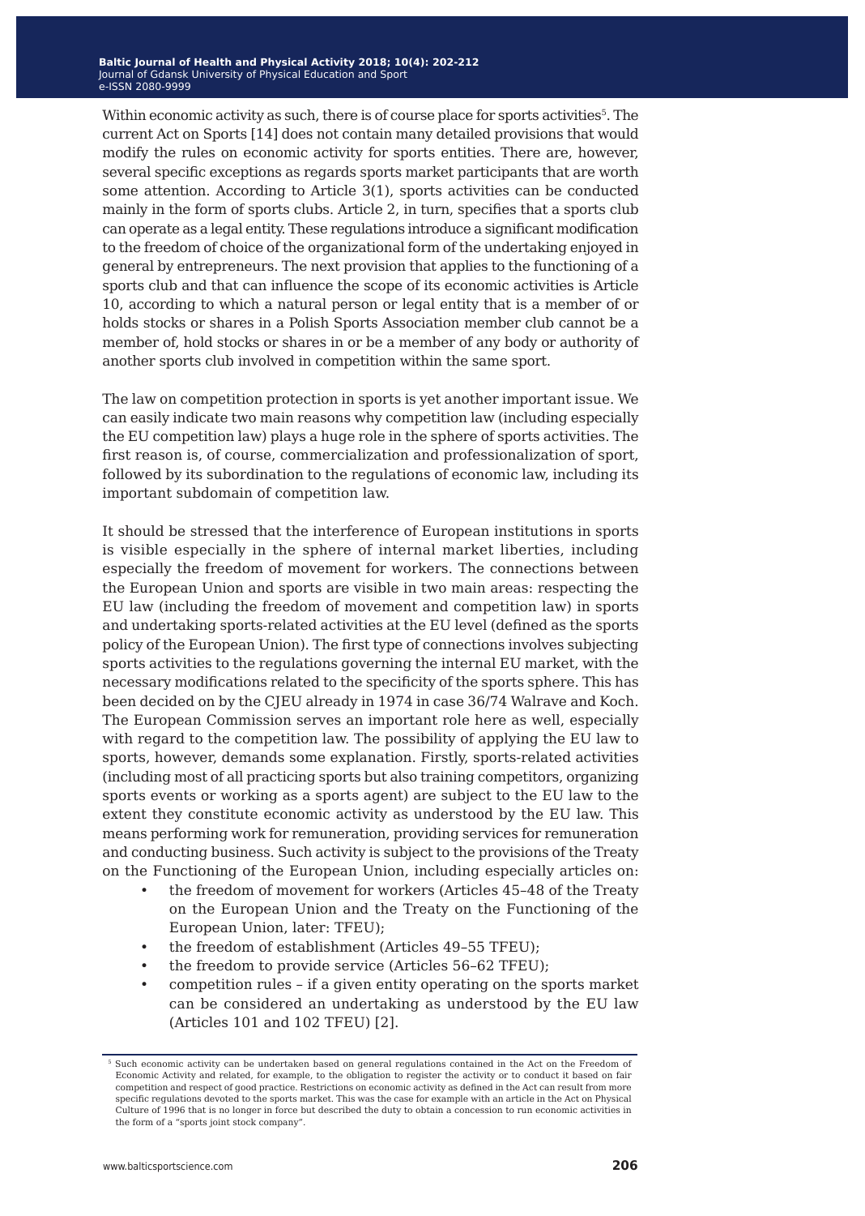Within economic activity as such, there is of course place for sports activities[5]. The current Act on Sports [14] does not contain many detailed provisions that would modify the rules on economic activity for sports entities. There are, however, several specific exceptions as regards sports market participants that are worth some attention. According to Article 3(1), sports activities can be conducted mainly in the form of sports clubs. Article 2, in turn, specifies that a sports club can operate as a legal entity. These regulations introduce a significant modification to the freedom of choice of the organizational form of the undertaking enjoyed in general by entrepreneurs. The next provision that applies to the functioning of a sports club and that can influence the scope of its economic activities is Article 10, according to which a natural person or legal entity that is a member of or holds stocks or shares in a Polish Sports Association member club cannot be a member of, hold stocks or shares in or be a member of any body or authority of another sports club involved in competition within the same sport.

The law on competition protection in sports is yet another important issue. We can easily indicate two main reasons why competition law (including especially the EU competition law) plays a huge role in the sphere of sports activities. The first reason is, of course, commercialization and professionalization of sport, followed by its subordination to the regulations of economic law, including its important subdomain of competition law.

It should be stressed that the interference of European institutions in sports is visible especially in the sphere of internal market liberties, including especially the freedom of movement for workers. The connections between the European Union and sports are visible in two main areas: respecting the EU law (including the freedom of movement and competition law) in sports and undertaking sports-related activities at the EU level (defined as the sports policy of the European Union). The first type of connections involves subjecting sports activities to the regulations governing the internal EU market, with the necessary modifications related to the specificity of the sports sphere. This has been decided on by the CJEU already in 1974 in case 36/74 Walrave and Koch. The European Commission serves an important role here as well, especially with regard to the competition law. The possibility of applying the EU law to sports, however, demands some explanation. Firstly, sports-related activities (including most of all practicing sports but also training competitors, organizing sports events or working as a sports agent) are subject to the EU law to the extent they constitute economic activity as understood by the EU law. This means performing work for remuneration, providing services for remuneration and conducting business. Such activity is subject to the provisions of the Treaty on the Functioning of the European Union, including especially articles on:

- the freedom of movement for workers (Articles 45–48 of the Treaty on the European Union and the Treaty on the Functioning of the European Union, later: TFEU);
- the freedom of establishment (Articles 49–55 TFEU);
- the freedom to provide service (Articles 56–62 TFEU);
- competition rules – if a given entity operating on the sports market can be considered an undertaking as understood by the EU law (Articles 101 and 102 TFEU) [2].

[5] Such economic activity can be undertaken based on general regulations contained in the Act on the Freedom of Economic Activity and related, for example, to the obligation to register the activity or to conduct it based on fair competition and respect of good practice. Restrictions on economic activity as defined in the Act can result from more specific regulations devoted to the sports market. This was the case for example with an article in the Act on Physical Culture of 1996 that is no longer in force but described the duty to obtain a concession to run economic activities in the form of a "sports joint stock company".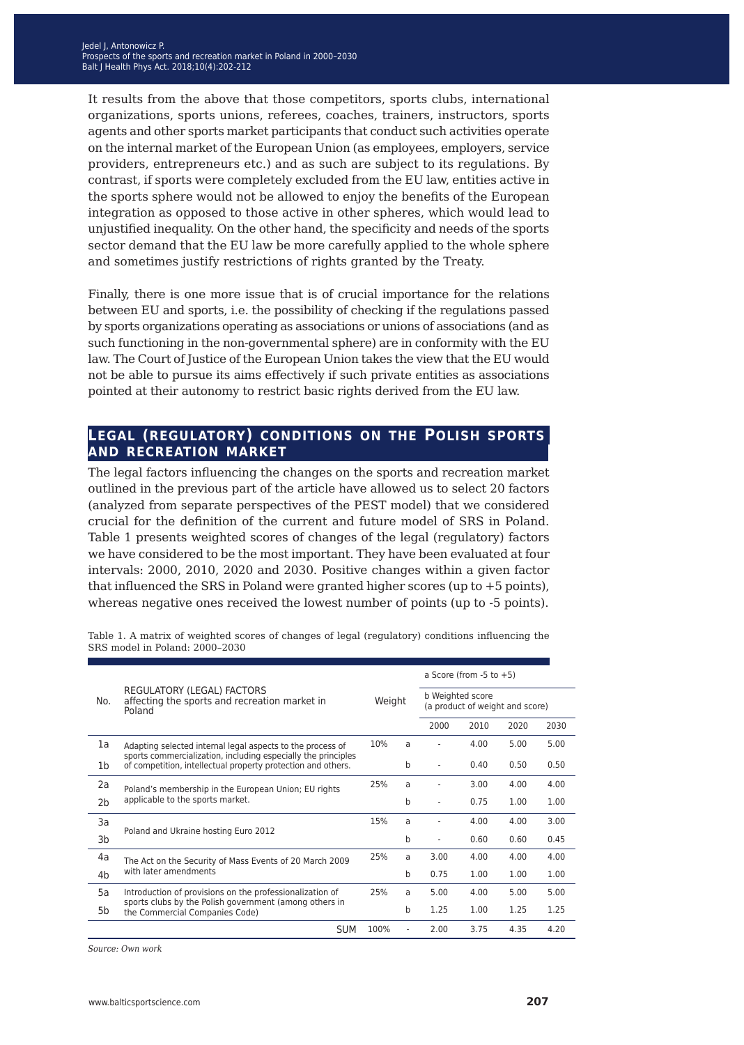It results from the above that those competitors, sports clubs, international organizations, sports unions, referees, coaches, trainers, instructors, sports agents and other sports market participants that conduct such activities operate on the internal market of the European Union (as employees, employers, service providers, entrepreneurs etc.) and as such are subject to its regulations. By contrast, if sports were completely excluded from the EU law, entities active in the sports sphere would not be allowed to enjoy the benefits of the European integration as opposed to those active in other spheres, which would lead to unjustified inequality. On the other hand, the specificity and needs of the sports sector demand that the EU law be more carefully applied to the whole sphere and sometimes justify restrictions of rights granted by the Treaty.

Finally, there is one more issue that is of crucial importance for the relations between EU and sports, i.e. the possibility of checking if the regulations passed by sports organizations operating as associations or unions of associations (and as such functioning in the non-governmental sphere) are in conformity with the EU law. The Court of Justice of the European Union takes the view that the EU would not be able to pursue its aims effectively if such private entities as associations pointed at their autonomy to restrict basic rights derived from the EU law.

## Legal (regulatory) conditions on the Polish sports and recreation market

The legal factors influencing the changes on the sports and recreation market outlined in the previous part of the article have allowed us to select 20 factors (analyzed from separate perspectives of the PEST model) that we considered crucial for the definition of the current and future model of SRS in Poland. Table 1 presents weighted scores of changes of the legal (regulatory) factors we have considered to be the most important. They have been evaluated at four intervals: 2000, 2010, 2020 and 2030. Positive changes within a given factor that influenced the SRS in Poland were granted higher scores (up to +5 points), whereas negative ones received the lowest number of points (up to -5 points).

Table 1. A matrix of weighted scores of changes of legal (regulatory) conditions influencing the SRS model in Poland: 2000–2030

| No. | REGULATORY (LEGAL) FACTORS affecting the sports and recreation market in Poland | Weight | | a Score (from -5 to +5) | | | |
|---|---|---|---|---|---|---|---|
| | | | | b Weighted score (a product of weight and score) | | | |
| | | | | 2000 | 2010 | 2020 | 2030 |
| 1a | Adapting selected internal legal aspects to the process of sports commercialization, including especially the principles of competition, intellectual property protection and others. | 10% | a | - | 4.00 | 5.00 | 5.00 |
| 1b | | | b | - | 0.40 | 0.50 | 0.50 |
| 2a | Poland's membership in the European Union; EU rights applicable to the sports market. | 25% | a | - | 3.00 | 4.00 | 4.00 |
| 2b | | | b | - | 0.75 | 1.00 | 1.00 |
| 3a | Poland and Ukraine hosting Euro 2012 | 15% | a | - | 4.00 | 4.00 | 3.00 |
| 3b | | | b | - | 0.60 | 0.60 | 0.45 |
| 4a | The Act on the Security of Mass Events of 20 March 2009 with later amendments | 25% | a | 3.00 | 4.00 | 4.00 | 4.00 |
| 4b | | | b | 0.75 | 1.00 | 1.00 | 1.00 |
| 5a | Introduction of provisions on the professionalization of sports clubs by the Polish government (among others in the Commercial Companies Code) | 25% | a | 5.00 | 4.00 | 5.00 | 5.00 |
| 5b | | | b | 1.25 | 1.00 | 1.25 | 1.25 |
| | SUM | 100% | - | 2.00 | 3.75 | 4.35 | 4.20 |

*Source: Own work*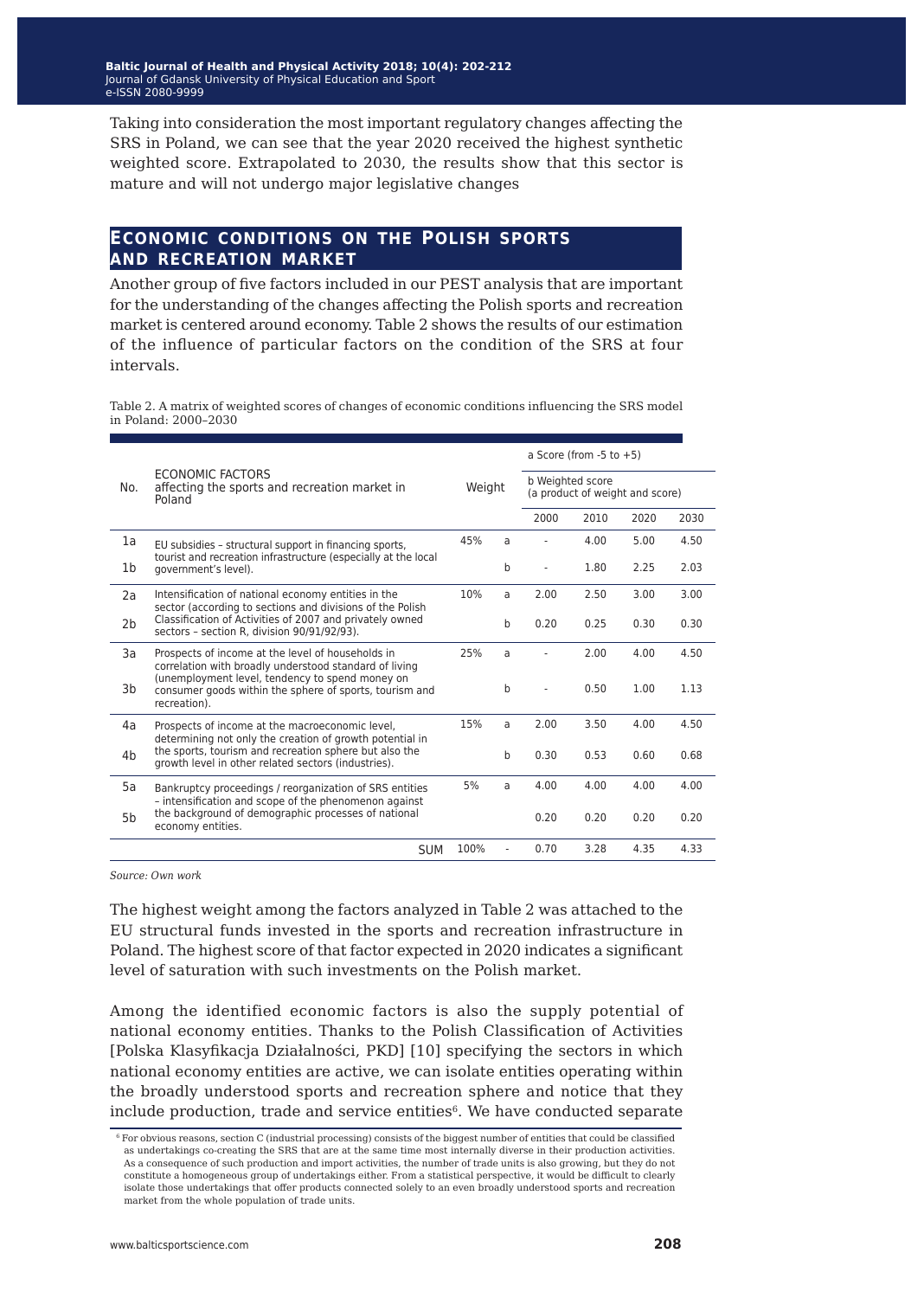Taking into consideration the most important regulatory changes affecting the SRS in Poland, we can see that the year 2020 received the highest synthetic weighted score. Extrapolated to 2030, the results show that this sector is mature and will not undergo major legislative changes

## Economic conditions on the Polish sports and recreation market

Another group of five factors included in our PEST analysis that are important for the understanding of the changes affecting the Polish sports and recreation market is centered around economy. Table 2 shows the results of our estimation of the influence of particular factors on the condition of the SRS at four intervals.

Table 2. A matrix of weighted scores of changes of economic conditions influencing the SRS model in Poland: 2000–2030

| No. | ECONOMIC FACTORS affecting the sports and recreation market in Poland | Weight | | a Score (from -5 to +5) / b Weighted score (a product of weight and score) | | | |
|---|---|---|---|---|---|---|---|
| | | | | 2000 | 2010 | 2020 | 2030 |
| 1a | EU subsidies – structural support in financing sports, tourist and recreation infrastructure (especially at the local government's level). | 45% | a | - | 4.00 | 5.00 | 4.50 |
| 1b | | | b | - | 1.80 | 2.25 | 2.03 |
| 2a | Intensification of national economy entities in the sector (according to sections and divisions of the Polish Classification of Activities of 2007 and privately owned sectors – section R, division 90/91/92/93). | 10% | a | 2.00 | 2.50 | 3.00 | 3.00 |
| 2b | | | b | 0.20 | 0.25 | 0.30 | 0.30 |
| 3a | Prospects of income at the level of households in correlation with broadly understood standard of living (unemployment level, tendency to spend money on consumer goods within the sphere of sports, tourism and recreation). | 25% | a | - | 2.00 | 4.00 | 4.50 |
| 3b | | | b | - | 0.50 | 1.00 | 1.13 |
| 4a | Prospects of income at the macroeconomic level, determining not only the creation of growth potential in the sports, tourism and recreation sphere but also the growth level in other related sectors (industries). | 15% | a | 2.00 | 3.50 | 4.00 | 4.50 |
| 4b | | | b | 0.30 | 0.53 | 0.60 | 0.68 |
| 5a | Bankruptcy proceedings / reorganization of SRS entities – intensification and scope of the phenomenon against the background of demographic processes of national economy entities. | 5% | a | 4.00 | 4.00 | 4.00 | 4.00 |
| 5b | | | | 0.20 | 0.20 | 0.20 | 0.20 |
| | SUM | 100% | - | 0.70 | 3.28 | 4.35 | 4.33 |

*Source: Own work*

The highest weight among the factors analyzed in Table 2 was attached to the EU structural funds invested in the sports and recreation infrastructure in Poland. The highest score of that factor expected in 2020 indicates a significant level of saturation with such investments on the Polish market.

Among the identified economic factors is also the supply potential of national economy entities. Thanks to the Polish Classification of Activities [Polska Klasyfikacja Działalności, PKD] [10] specifying the sectors in which national economy entities are active, we can isolate entities operating within the broadly understood sports and recreation sphere and notice that they include production, trade and service entities[6]. We have conducted separate

[6] For obvious reasons, section C (industrial processing) consists of the biggest number of entities that could be classified as undertakings co-creating the SRS that are at the same time most internally diverse in their production activities. As a consequence of such production and import activities, the number of trade units is also growing, but they do not constitute a homogeneous group of undertakings either. From a statistical perspective, it would be difficult to clearly isolate those undertakings that offer products connected solely to an even broadly understood sports and recreation market from the whole population of trade units.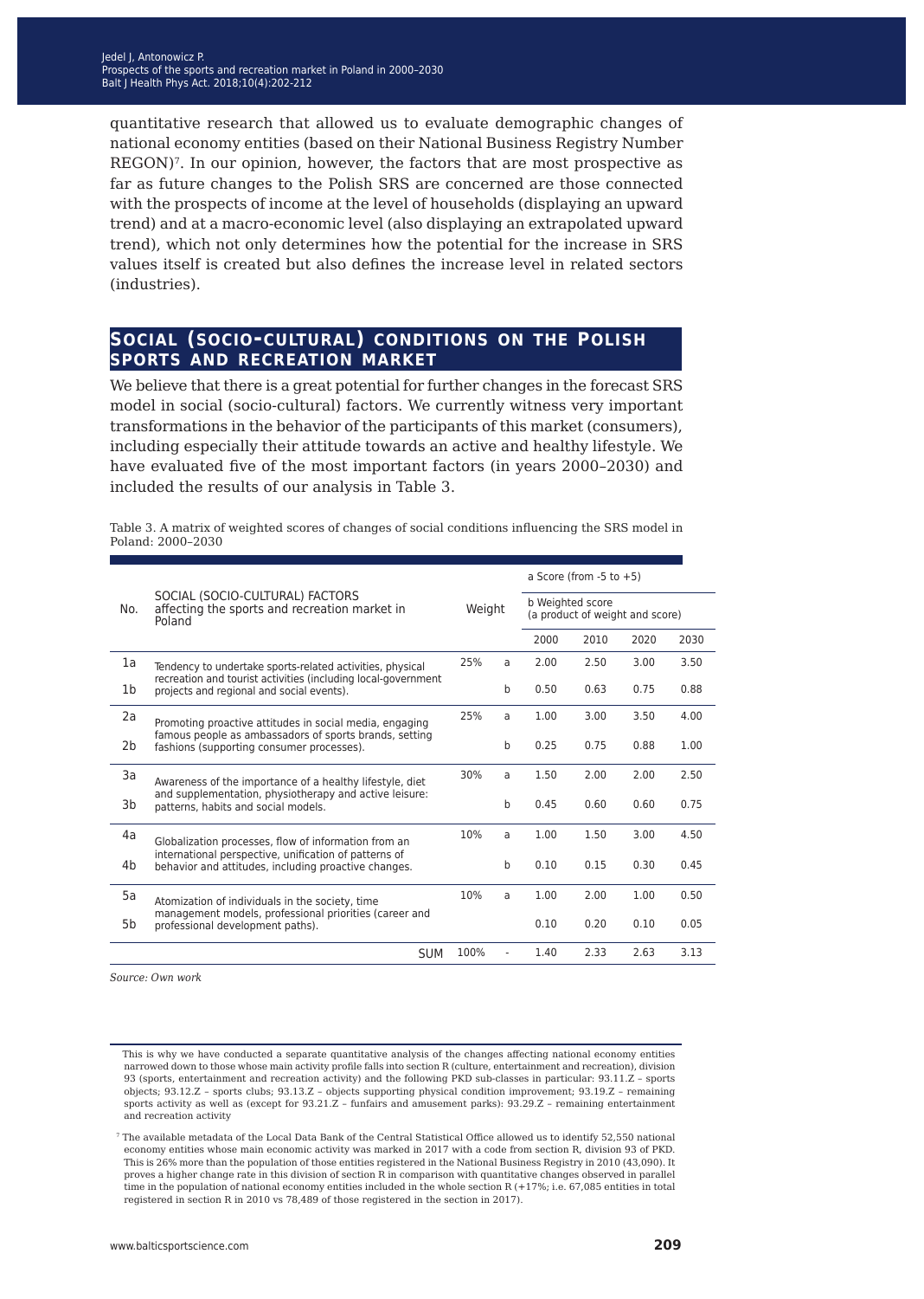quantitative research that allowed us to evaluate demographic changes of national economy entities (based on their National Business Registry Number REGON)[7]. In our opinion, however, the factors that are most prospective as far as future changes to the Polish SRS are concerned are those connected with the prospects of income at the level of households (displaying an upward trend) and at a macro-economic level (also displaying an extrapolated upward trend), which not only determines how the potential for the increase in SRS values itself is created but also defines the increase level in related sectors (industries).

## Social (socio-cultural) conditions on the Polish sports and recreation market

We believe that there is a great potential for further changes in the forecast SRS model in social (socio-cultural) factors. We currently witness very important transformations in the behavior of the participants of this market (consumers), including especially their attitude towards an active and healthy lifestyle. We have evaluated five of the most important factors (in years 2000–2030) and included the results of our analysis in Table 3.

Table 3. A matrix of weighted scores of changes of social conditions influencing the SRS model in Poland: 2000–2030

| No. | SOCIAL (SOCIO-CULTURAL) FACTORS affecting the sports and recreation market in Poland | Weight | | a Score (from -5 to +5) / b Weighted score (a product of weight and score) | | | |
|---|---|---|---|---|---|---|---|
| | | | | 2000 | 2010 | 2020 | 2030 |
| 1a | Tendency to undertake sports-related activities, physical recreation and tourist activities (including local-government projects and regional and social events). | 25% | a | 2.00 | 2.50 | 3.00 | 3.50 |
| 1b | | | b | 0.50 | 0.63 | 0.75 | 0.88 |
| 2a | Promoting proactive attitudes in social media, engaging famous people as ambassadors of sports brands, setting fashions (supporting consumer processes). | 25% | a | 1.00 | 3.00 | 3.50 | 4.00 |
| 2b | | | b | 0.25 | 0.75 | 0.88 | 1.00 |
| 3a | Awareness of the importance of a healthy lifestyle, diet and supplementation, physiotherapy and active leisure: patterns, habits and social models. | 30% | a | 1.50 | 2.00 | 2.00 | 2.50 |
| 3b | | | b | 0.45 | 0.60 | 0.60 | 0.75 |
| 4a | Globalization processes, flow of information from an international perspective, unification of patterns of behavior and attitudes, including proactive changes. | 10% | a | 1.00 | 1.50 | 3.00 | 4.50 |
| 4b | | | b | 0.10 | 0.15 | 0.30 | 0.45 |
| 5a | Atomization of individuals in the society, time management models, professional priorities (career and professional development paths). | 10% | a | 1.00 | 2.00 | 1.00 | 0.50 |
| 5b | | | | 0.10 | 0.20 | 0.10 | 0.05 |
| | SUM | 100% | - | 1.40 | 2.33 | 2.63 | 3.13 |

*Source: Own work*

This is why we have conducted a separate quantitative analysis of the changes affecting national economy entities narrowed down to those whose main activity profile falls into section R (culture, entertainment and recreation), division 93 (sports, entertainment and recreation activity) and the following PKD sub-classes in particular: 93.11.Z – sports objects; 93.12.Z – sports clubs; 93.13.Z – objects supporting physical condition improvement; 93.19.Z – remaining sports activity as well as (except for 93.21.Z – funfairs and amusement parks): 93.29.Z – remaining entertainment and recreation activity

[7] The available metadata of the Local Data Bank of the Central Statistical Office allowed us to identify 52,550 national economy entities whose main economic activity was marked in 2017 with a code from section R, division 93 of PKD. This is 26% more than the population of those entities registered in the National Business Registry in 2010 (43,090). It proves a higher change rate in this division of section R in comparison with quantitative changes observed in parallel time in the population of national economy entities included in the whole section R (+17%; i.e. 67,085 entities in total registered in section R in 2010 vs 78,489 of those registered in the section in 2017).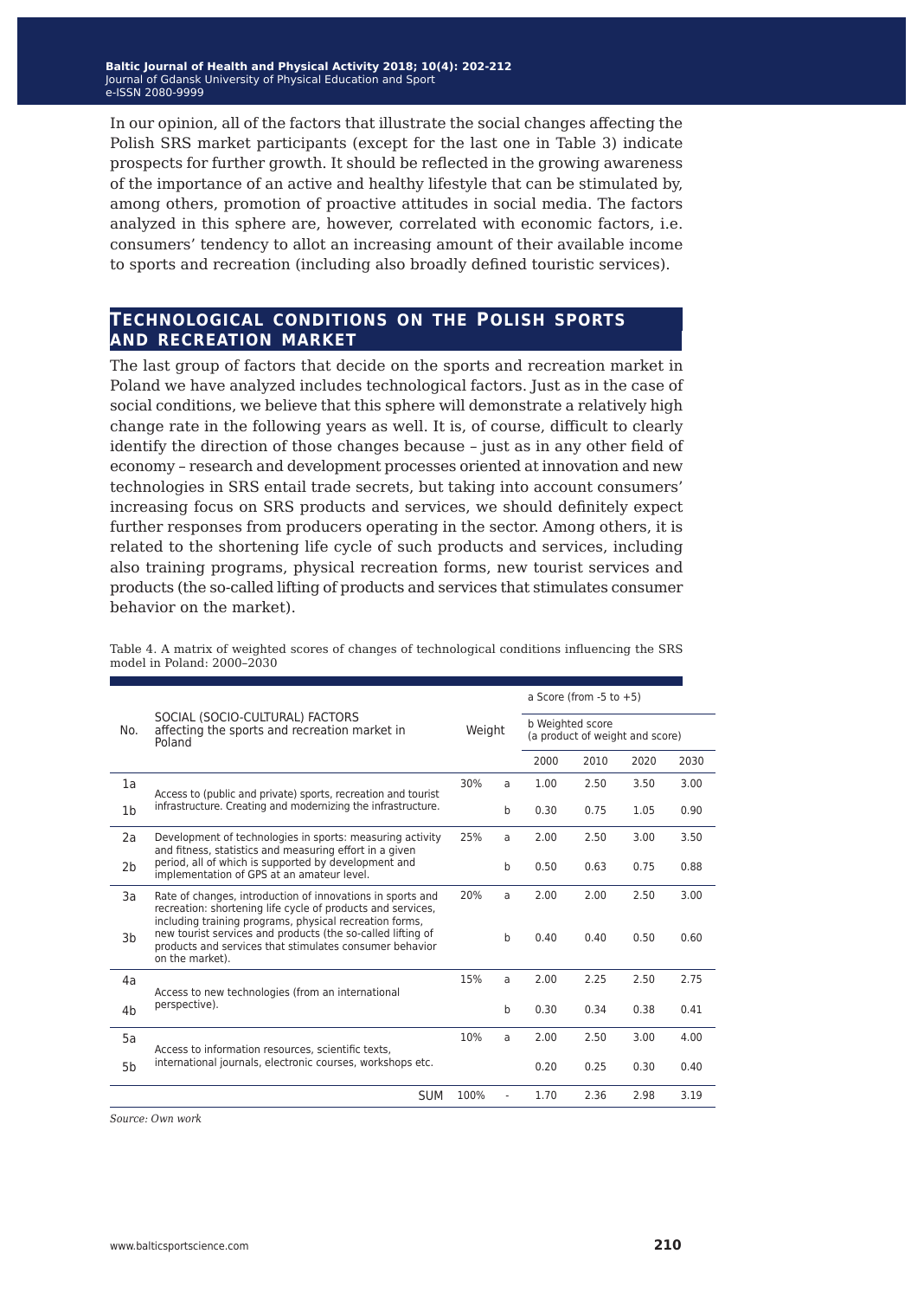In our opinion, all of the factors that illustrate the social changes affecting the Polish SRS market participants (except for the last one in Table 3) indicate prospects for further growth. It should be reflected in the growing awareness of the importance of an active and healthy lifestyle that can be stimulated by, among others, promotion of proactive attitudes in social media. The factors analyzed in this sphere are, however, correlated with economic factors, i.e. consumers' tendency to allot an increasing amount of their available income to sports and recreation (including also broadly defined touristic services).

## Technological conditions on the Polish sports and recreation market

The last group of factors that decide on the sports and recreation market in Poland we have analyzed includes technological factors. Just as in the case of social conditions, we believe that this sphere will demonstrate a relatively high change rate in the following years as well. It is, of course, difficult to clearly identify the direction of those changes because – just as in any other field of economy – research and development processes oriented at innovation and new technologies in SRS entail trade secrets, but taking into account consumers' increasing focus on SRS products and services, we should definitely expect further responses from producers operating in the sector. Among others, it is related to the shortening life cycle of such products and services, including also training programs, physical recreation forms, new tourist services and products (the so-called lifting of products and services that stimulates consumer behavior on the market).

Table 4. A matrix of weighted scores of changes of technological conditions influencing the SRS model in Poland: 2000–2030

| No. | SOCIAL (SOCIO-CULTURAL) FACTORS affecting the sports and recreation market in Poland | Weight | | a Score (from -5 to +5) / b Weighted score (a product of weight and score) | | | |
|---|---|---|---|---|---|---|---|
| | | | | 2000 | 2010 | 2020 | 2030 |
| 1a | Access to (public and private) sports, recreation and tourist infrastructure. Creating and modernizing the infrastructure. | 30% | a | 1.00 | 2.50 | 3.50 | 3.00 |
| 1b | | | b | 0.30 | 0.75 | 1.05 | 0.90 |
| 2a | Development of technologies in sports: measuring activity and fitness, statistics and measuring effort in a given period, all of which is supported by development and implementation of GPS at an amateur level. | 25% | a | 2.00 | 2.50 | 3.00 | 3.50 |
| 2b | | | b | 0.50 | 0.63 | 0.75 | 0.88 |
| 3a | Rate of changes, introduction of innovations in sports and recreation: shortening life cycle of products and services, including training programs, physical recreation forms, new tourist services and products (the so-called lifting of products and services that stimulates consumer behavior on the market). | 20% | a | 2.00 | 2.00 | 2.50 | 3.00 |
| 3b | | | b | 0.40 | 0.40 | 0.50 | 0.60 |
| 4a | Access to new technologies (from an international perspective). | 15% | a | 2.00 | 2.25 | 2.50 | 2.75 |
| 4b | | | b | 0.30 | 0.34 | 0.38 | 0.41 |
| 5a | Access to information resources, scientific texts, international journals, electronic courses, workshops etc. | 10% | a | 2.00 | 2.50 | 3.00 | 4.00 |
| 5b | | | | 0.20 | 0.25 | 0.30 | 0.40 |
| | SUM | 100% | - | 1.70 | 2.36 | 2.98 | 3.19 |

*Source: Own work*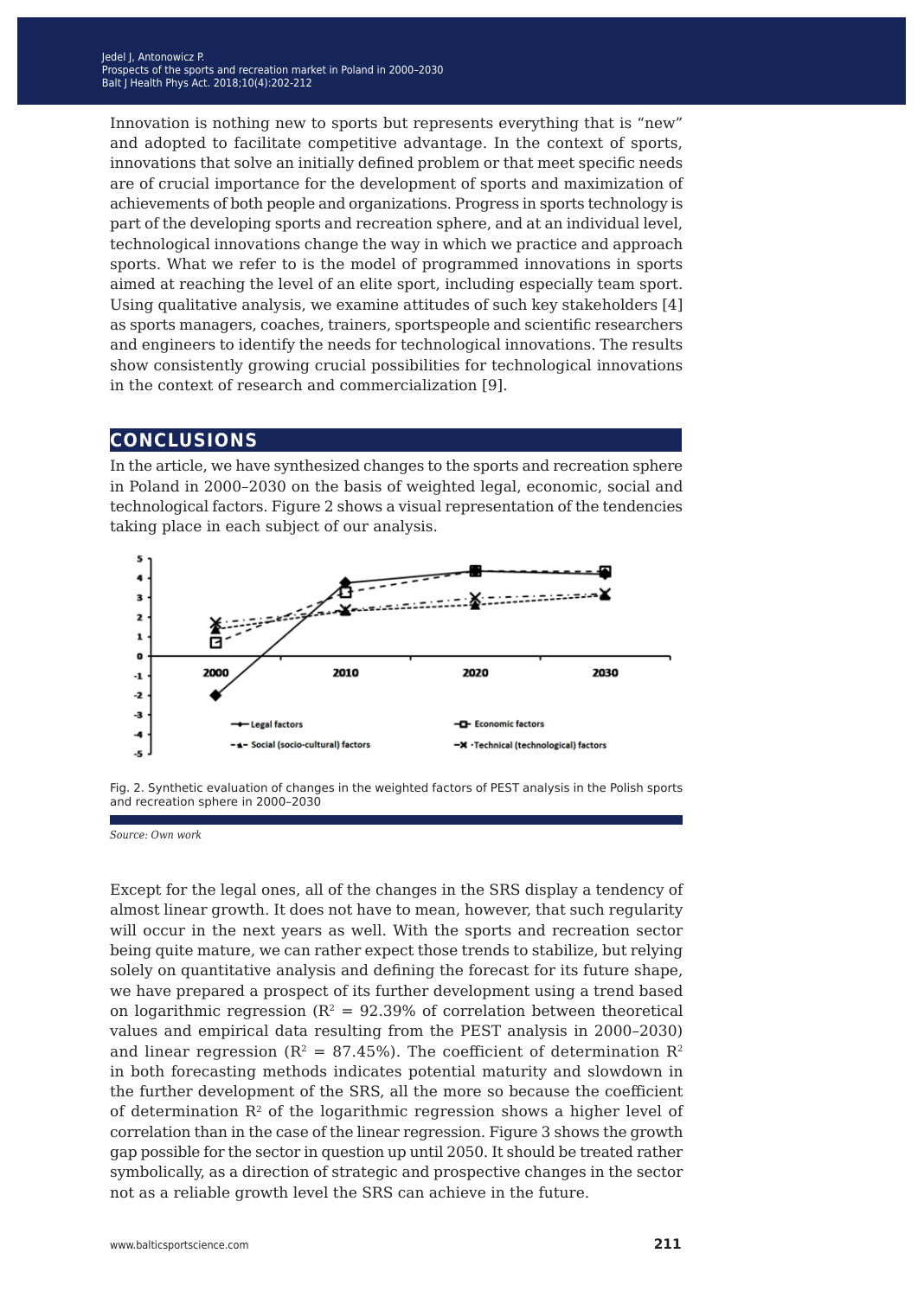Innovation is nothing new to sports but represents everything that is "new" and adopted to facilitate competitive advantage. In the context of sports, innovations that solve an initially defined problem or that meet specific needs are of crucial importance for the development of sports and maximization of achievements of both people and organizations. Progress in sports technology is part of the developing sports and recreation sphere, and at an individual level, technological innovations change the way in which we practice and approach sports. What we refer to is the model of programmed innovations in sports aimed at reaching the level of an elite sport, including especially team sport. Using qualitative analysis, we examine attitudes of such key stakeholders [4] as sports managers, coaches, trainers, sportspeople and scientific researchers and engineers to identify the needs for technological innovations. The results show consistently growing crucial possibilities for technological innovations in the context of research and commercialization [9].

## CONCLUSIONS

In the article, we have synthesized changes to the sports and recreation sphere in Poland in 2000–2030 on the basis of weighted legal, economic, social and technological factors. Figure 2 shows a visual representation of the tendencies taking place in each subject of our analysis.

Fig. 2. Synthetic evaluation of changes in the weighted factors of PEST analysis in the Polish sports and recreation sphere in 2000–2030

*Source: Own work*

Except for the legal ones, all of the changes in the SRS display a tendency of almost linear growth. It does not have to mean, however, that such regularity will occur in the next years as well. With the sports and recreation sector being quite mature, we can rather expect those trends to stabilize, but relying solely on quantitative analysis and defining the forecast for its future shape, we have prepared a prospect of its further development using a trend based on logarithmic regression ($R^2$ = 92.39% of correlation between theoretical values and empirical data resulting from the PEST analysis in 2000–2030) and linear regression ($R^2$ = 87.45%). The coefficient of determination $R^2$ in both forecasting methods indicates potential maturity and slowdown in the further development of the SRS, all the more so because the coefficient of determination $R^2$ of the logarithmic regression shows a higher level of correlation than in the case of the linear regression. Figure 3 shows the growth gap possible for the sector in question up until 2050. It should be treated rather symbolically, as a direction of strategic and prospective changes in the sector not as a reliable growth level the SRS can achieve in the future.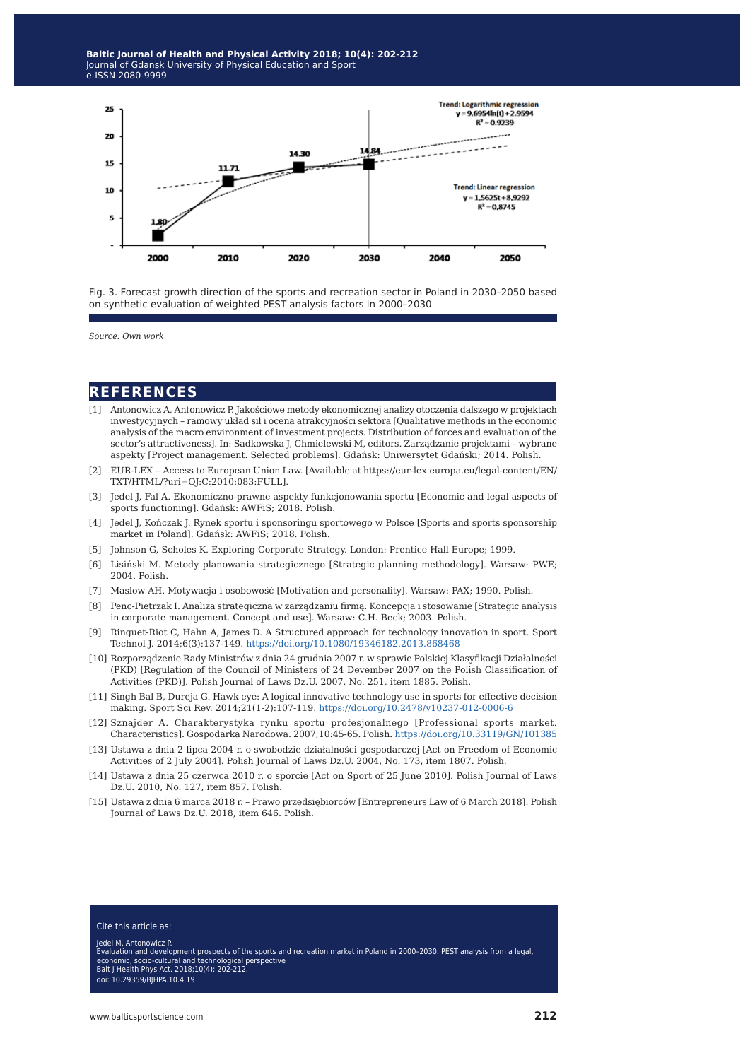25

20

15

10

5

-

2000 2010 2020 2030 2040 2050

1.80

11.71

14.30

14.84

Trend: Logarithmic regression
$y = 9.6954\ln(t) + 2.9594$
$R^2 = 0.9239$

Trend: Linear regression
$y = 1.5625t + 8.9292$
$R^2 = 0.8745$

Fig. 3. Forecast growth direction of the sports and recreation sector in Poland in 2030–2050 based on synthetic evaluation of weighted PEST analysis factors in 2000–2030

*Source: Own work*

## REFERENCES

[1] Antonowicz A, Antonowicz P. Jakościowe metody ekonomicznej analizy otoczenia dalszego w projektach inwestycyjnych – ramowy układ sił i ocena atrakcyjności sektora [Qualitative methods in the economic analysis of the macro environment of investment projects. Distribution of forces and evaluation of the sector's attractiveness]. In: Sadkowska J, Chmielewski M, editors. Zarządzanie projektami – wybrane aspekty [Project management. Selected problems]. Gdańsk: Uniwersytet Gdański; 2014. Polish.

[2] EUR-LEX – Access to European Union Law. [Available at https://eur-lex.europa.eu/legal-content/EN/TXT/HTML/?uri=OJ:C:2010:083:FULL].

[3] Jedel J, Fal A. Ekonomiczno-prawne aspekty funkcjonowania sportu [Economic and legal aspects of sports functioning]. Gdańsk: AWFiS; 2018. Polish.

[4] Jedel J, Kończak J. Rynek sportu i sponsoringu sportowego w Polsce [Sports and sports sponsorship market in Poland]. Gdańsk: AWFiS; 2018. Polish.

[5] Johnson G, Scholes K. Exploring Corporate Strategy. London: Prentice Hall Europe; 1999.

[6] Lisiński M. Metody planowania strategicznego [Strategic planning methodology]. Warsaw: PWE; 2004. Polish.

[7] Maslow AH. Motywacja i osobowość [Motivation and personality]. Warsaw: PAX; 1990. Polish.

[8] Penc-Pietrzak I. Analiza strategiczna w zarządzaniu firmą. Koncepcja i stosowanie [Strategic analysis in corporate management. Concept and use]. Warsaw: C.H. Beck; 2003. Polish.

[9] Ringuet-Riot C, Hahn A, James D. A Structured approach for technology innovation in sport. Sport Technol J. 2014;6(3):137-149. https://doi.org/10.1080/19346182.2013.868468

[10] Rozporządzenie Rady Ministrów z dnia 24 grudnia 2007 r. w sprawie Polskiej Klasyfikacji Działalności (PKD) [Regulation of the Council of Ministers of 24 Devember 2007 on the Polish Classification of Activities (PKD)]. Polish Journal of Laws Dz.U. 2007, No. 251, item 1885. Polish.

[11] Singh Bal B, Dureja G. Hawk eye: A logical innovative technology use in sports for effective decision making. Sport Sci Rev. 2014;21(1-2):107-119. https://doi.org/10.2478/v10237-012-0006-6

[12] Sznajder A. Charakterystyka rynku sportu profesjonalnego [Professional sports market. Characteristics]. Gospodarka Narodowa. 2007;10:45-65. Polish. https://doi.org/10.33119/GN/101385

[13] Ustawa z dnia 2 lipca 2004 r. o swobodzie działalności gospodarczej [Act on Freedom of Economic Activities of 2 July 2004]. Polish Journal of Laws Dz.U. 2004, No. 173, item 1807. Polish.

[14] Ustawa z dnia 25 czerwca 2010 r. o sporcie [Act on Sport of 25 June 2010]. Polish Journal of Laws Dz.U. 2010, No. 127, item 857. Polish.

[15] Ustawa z dnia 6 marca 2018 r. – Prawo przedsiębiorców [Entrepreneurs Law of 6 March 2018]. Polish Journal of Laws Dz.U. 2018, item 646. Polish.

Cite this article as:

Jedel M, Antonowicz P.
Evaluation and development prospects of the sports and recreation market in Poland in 2000–2030. PEST analysis from a legal, economic, socio-cultural and technological perspective
Balt J Health Phys Act. 2018;10(4): 202-212.
doi: 10.29359/BJHPA.10.4.19